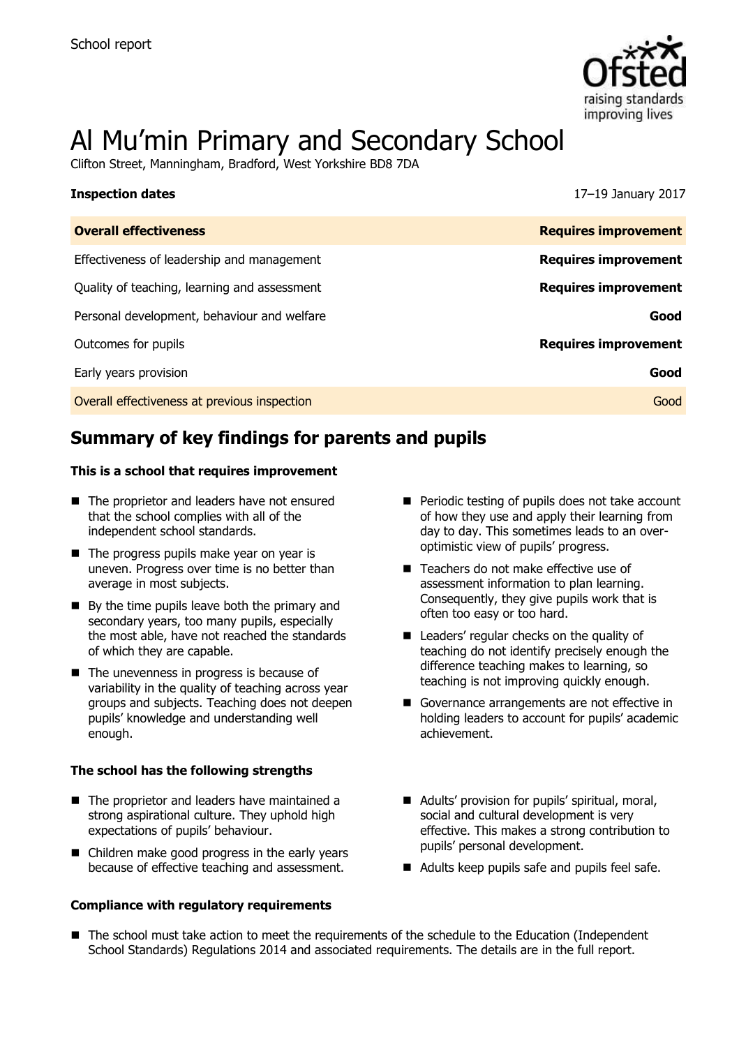School report

# Al Mu'min Primary and Secondary School

Clifton Street, Manningham, Bradford, West Yorkshire BD8 7DA

| **Inspection dates** | 17–19 January 2017 |
|---|---|
| **Overall effectiveness** | **Requires improvement** |
| Effectiveness of leadership and management | **Requires improvement** |
| Quality of teaching, learning and assessment | **Requires improvement** |
| Personal development, behaviour and welfare | **Good** |
| Outcomes for pupils | **Requires improvement** |
| Early years provision | **Good** |
| Overall effectiveness at previous inspection | Good |

## Summary of key findings for parents and pupils

### This is a school that requires improvement

- The proprietor and leaders have not ensured that the school complies with all of the independent school standards.
- The progress pupils make year on year is uneven. Progress over time is no better than average in most subjects.
- By the time pupils leave both the primary and secondary years, too many pupils, especially the most able, have not reached the standards of which they are capable.
- The unevenness in progress is because of variability in the quality of teaching across year groups and subjects. Teaching does not deepen pupils' knowledge and understanding well enough.
- Periodic testing of pupils does not take account of how they use and apply their learning from day to day. This sometimes leads to an over-optimistic view of pupils' progress.
- Teachers do not make effective use of assessment information to plan learning. Consequently, they give pupils work that is often too easy or too hard.
- Leaders' regular checks on the quality of teaching do not identify precisely enough the difference teaching makes to learning, so teaching is not improving quickly enough.
- Governance arrangements are not effective in holding leaders to account for pupils' academic achievement.

### The school has the following strengths

- The proprietor and leaders have maintained a strong aspirational culture. They uphold high expectations of pupils' behaviour.
- Children make good progress in the early years because of effective teaching and assessment.
- Adults' provision for pupils' spiritual, moral, social and cultural development is very effective. This makes a strong contribution to pupils' personal development.
- Adults keep pupils safe and pupils feel safe.

### Compliance with regulatory requirements

- The school must take action to meet the requirements of the schedule to the Education (Independent School Standards) Regulations 2014 and associated requirements. The details are in the full report.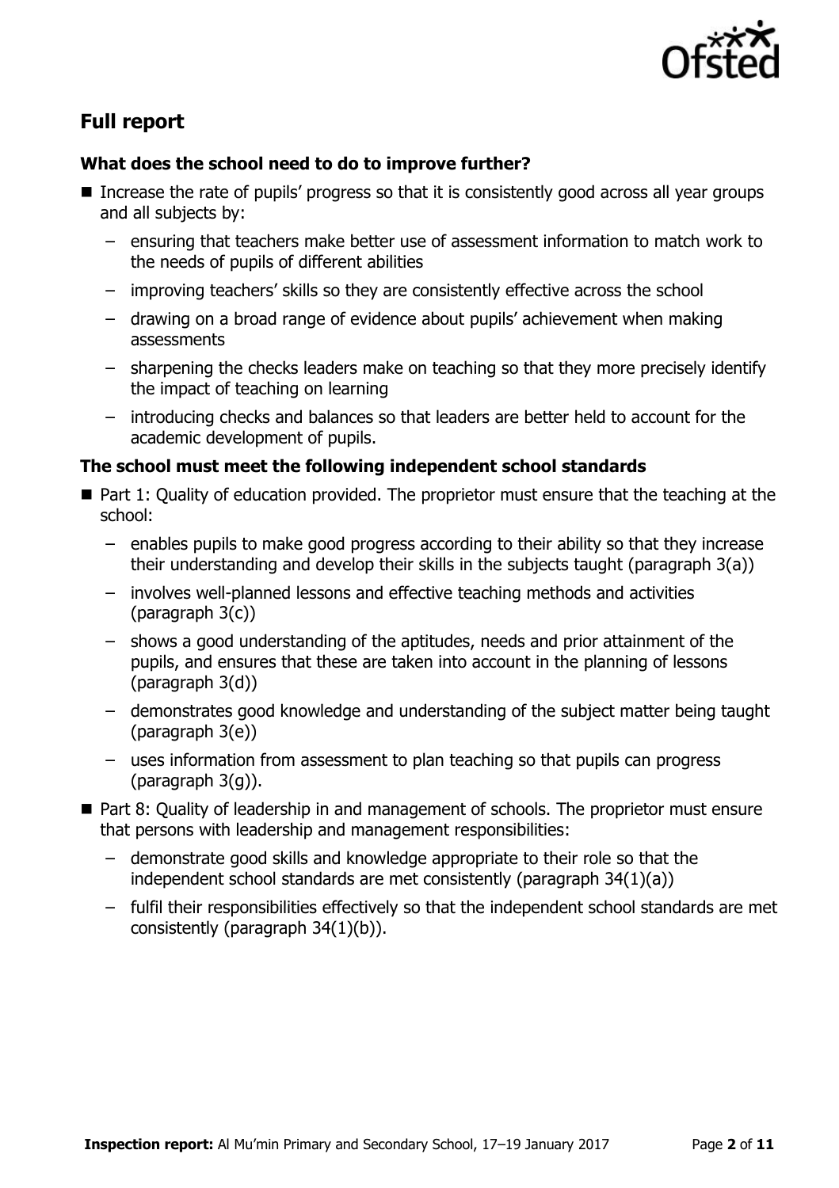## Full report

### What does the school need to do to improve further?

- Increase the rate of pupils' progress so that it is consistently good across all year groups and all subjects by:
  - ensuring that teachers make better use of assessment information to match work to the needs of pupils of different abilities
  - improving teachers' skills so they are consistently effective across the school
  - drawing on a broad range of evidence about pupils' achievement when making assessments
  - sharpening the checks leaders make on teaching so that they more precisely identify the impact of teaching on learning
  - introducing checks and balances so that leaders are better held to account for the academic development of pupils.

### The school must meet the following independent school standards

- Part 1: Quality of education provided. The proprietor must ensure that the teaching at the school:
  - enables pupils to make good progress according to their ability so that they increase their understanding and develop their skills in the subjects taught (paragraph 3(a))
  - involves well-planned lessons and effective teaching methods and activities (paragraph 3(c))
  - shows a good understanding of the aptitudes, needs and prior attainment of the pupils, and ensures that these are taken into account in the planning of lessons (paragraph 3(d))
  - demonstrates good knowledge and understanding of the subject matter being taught (paragraph 3(e))
  - uses information from assessment to plan teaching so that pupils can progress (paragraph 3(g)).
- Part 8: Quality of leadership in and management of schools. The proprietor must ensure that persons with leadership and management responsibilities:
  - demonstrate good skills and knowledge appropriate to their role so that the independent school standards are met consistently (paragraph 34(1)(a))
  - fulfil their responsibilities effectively so that the independent school standards are met consistently (paragraph 34(1)(b)).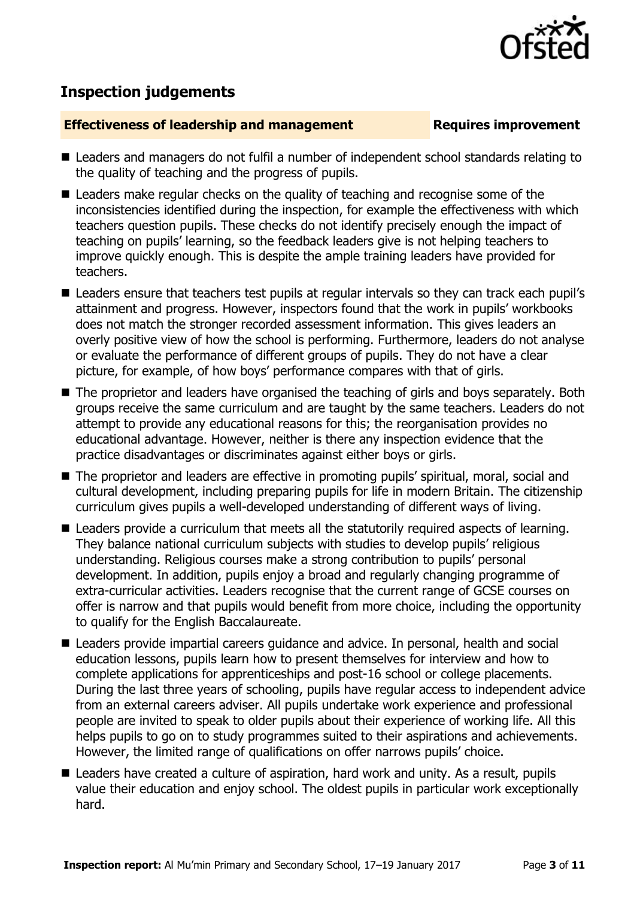## Inspection judgements

**Effectiveness of leadership and management** **Requires improvement**

- Leaders and managers do not fulfil a number of independent school standards relating to the quality of teaching and the progress of pupils.
- Leaders make regular checks on the quality of teaching and recognise some of the inconsistencies identified during the inspection, for example the effectiveness with which teachers question pupils. These checks do not identify precisely enough the impact of teaching on pupils' learning, so the feedback leaders give is not helping teachers to improve quickly enough. This is despite the ample training leaders have provided for teachers.
- Leaders ensure that teachers test pupils at regular intervals so they can track each pupil's attainment and progress. However, inspectors found that the work in pupils' workbooks does not match the stronger recorded assessment information. This gives leaders an overly positive view of how the school is performing. Furthermore, leaders do not analyse or evaluate the performance of different groups of pupils. They do not have a clear picture, for example, of how boys' performance compares with that of girls.
- The proprietor and leaders have organised the teaching of girls and boys separately. Both groups receive the same curriculum and are taught by the same teachers. Leaders do not attempt to provide any educational reasons for this; the reorganisation provides no educational advantage. However, neither is there any inspection evidence that the practice disadvantages or discriminates against either boys or girls.
- The proprietor and leaders are effective in promoting pupils' spiritual, moral, social and cultural development, including preparing pupils for life in modern Britain. The citizenship curriculum gives pupils a well-developed understanding of different ways of living.
- Leaders provide a curriculum that meets all the statutorily required aspects of learning. They balance national curriculum subjects with studies to develop pupils' religious understanding. Religious courses make a strong contribution to pupils' personal development. In addition, pupils enjoy a broad and regularly changing programme of extra-curricular activities. Leaders recognise that the current range of GCSE courses on offer is narrow and that pupils would benefit from more choice, including the opportunity to qualify for the English Baccalaureate.
- Leaders provide impartial careers guidance and advice. In personal, health and social education lessons, pupils learn how to present themselves for interview and how to complete applications for apprenticeships and post-16 school or college placements. During the last three years of schooling, pupils have regular access to independent advice from an external careers adviser. All pupils undertake work experience and professional people are invited to speak to older pupils about their experience of working life. All this helps pupils to go on to study programmes suited to their aspirations and achievements. However, the limited range of qualifications on offer narrows pupils' choice.
- Leaders have created a culture of aspiration, hard work and unity. As a result, pupils value their education and enjoy school. The oldest pupils in particular work exceptionally hard.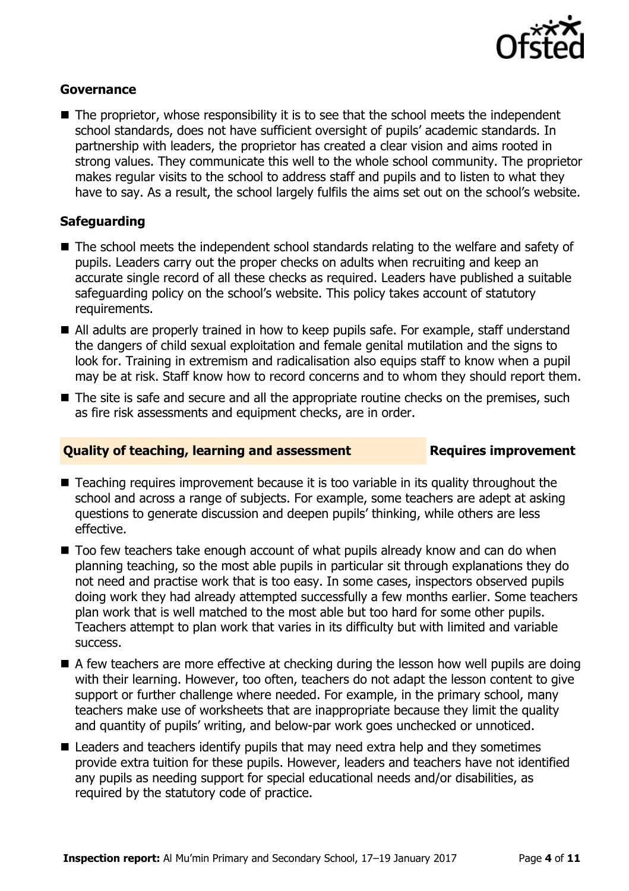### Governance

- The proprietor, whose responsibility it is to see that the school meets the independent school standards, does not have sufficient oversight of pupils' academic standards. In partnership with leaders, the proprietor has created a clear vision and aims rooted in strong values. They communicate this well to the whole school community. The proprietor makes regular visits to the school to address staff and pupils and to listen to what they have to say. As a result, the school largely fulfils the aims set out on the school's website.

### Safeguarding

- The school meets the independent school standards relating to the welfare and safety of pupils. Leaders carry out the proper checks on adults when recruiting and keep an accurate single record of all these checks as required. Leaders have published a suitable safeguarding policy on the school's website. This policy takes account of statutory requirements.
- All adults are properly trained in how to keep pupils safe. For example, staff understand the dangers of child sexual exploitation and female genital mutilation and the signs to look for. Training in extremism and radicalisation also equips staff to know when a pupil may be at risk. Staff know how to record concerns and to whom they should report them.
- The site is safe and secure and all the appropriate routine checks on the premises, such as fire risk assessments and equipment checks, are in order.

## Quality of teaching, learning and assessment — Requires improvement

- Teaching requires improvement because it is too variable in its quality throughout the school and across a range of subjects. For example, some teachers are adept at asking questions to generate discussion and deepen pupils' thinking, while others are less effective.
- Too few teachers take enough account of what pupils already know and can do when planning teaching, so the most able pupils in particular sit through explanations they do not need and practise work that is too easy. In some cases, inspectors observed pupils doing work they had already attempted successfully a few months earlier. Some teachers plan work that is well matched to the most able but too hard for some other pupils. Teachers attempt to plan work that varies in its difficulty but with limited and variable success.
- A few teachers are more effective at checking during the lesson how well pupils are doing with their learning. However, too often, teachers do not adapt the lesson content to give support or further challenge where needed. For example, in the primary school, many teachers make use of worksheets that are inappropriate because they limit the quality and quantity of pupils' writing, and below-par work goes unchecked or unnoticed.
- Leaders and teachers identify pupils that may need extra help and they sometimes provide extra tuition for these pupils. However, leaders and teachers have not identified any pupils as needing support for special educational needs and/or disabilities, as required by the statutory code of practice.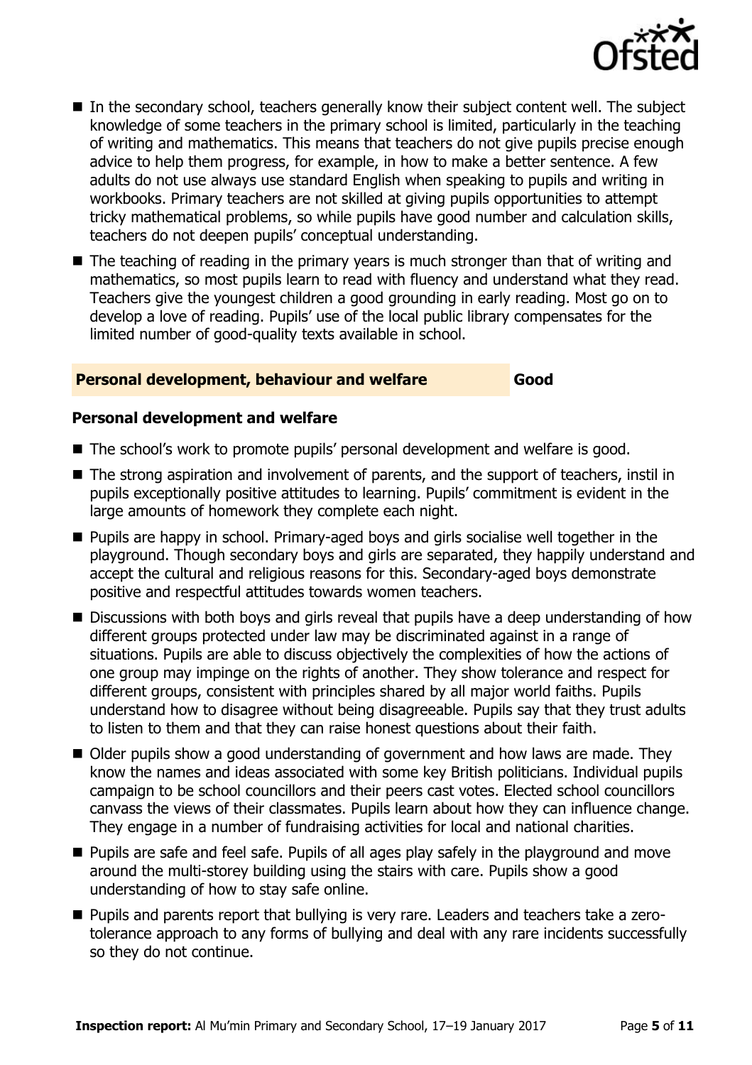- In the secondary school, teachers generally know their subject content well. The subject knowledge of some teachers in the primary school is limited, particularly in the teaching of writing and mathematics. This means that teachers do not give pupils precise enough advice to help them progress, for example, in how to make a better sentence. A few adults do not use always use standard English when speaking to pupils and writing in workbooks. Primary teachers are not skilled at giving pupils opportunities to attempt tricky mathematical problems, so while pupils have good number and calculation skills, teachers do not deepen pupils' conceptual understanding.
- The teaching of reading in the primary years is much stronger than that of writing and mathematics, so most pupils learn to read with fluency and understand what they read. Teachers give the youngest children a good grounding in early reading. Most go on to develop a love of reading. Pupils' use of the local public library compensates for the limited number of good-quality texts available in school.

## Personal development, behaviour and welfare — Good

### Personal development and welfare

- The school's work to promote pupils' personal development and welfare is good.
- The strong aspiration and involvement of parents, and the support of teachers, instil in pupils exceptionally positive attitudes to learning. Pupils' commitment is evident in the large amounts of homework they complete each night.
- Pupils are happy in school. Primary-aged boys and girls socialise well together in the playground. Though secondary boys and girls are separated, they happily understand and accept the cultural and religious reasons for this. Secondary-aged boys demonstrate positive and respectful attitudes towards women teachers.
- Discussions with both boys and girls reveal that pupils have a deep understanding of how different groups protected under law may be discriminated against in a range of situations. Pupils are able to discuss objectively the complexities of how the actions of one group may impinge on the rights of another. They show tolerance and respect for different groups, consistent with principles shared by all major world faiths. Pupils understand how to disagree without being disagreeable. Pupils say that they trust adults to listen to them and that they can raise honest questions about their faith.
- Older pupils show a good understanding of government and how laws are made. They know the names and ideas associated with some key British politicians. Individual pupils campaign to be school councillors and their peers cast votes. Elected school councillors canvass the views of their classmates. Pupils learn about how they can influence change. They engage in a number of fundraising activities for local and national charities.
- Pupils are safe and feel safe. Pupils of all ages play safely in the playground and move around the multi-storey building using the stairs with care. Pupils show a good understanding of how to stay safe online.
- Pupils and parents report that bullying is very rare. Leaders and teachers take a zero-tolerance approach to any forms of bullying and deal with any rare incidents successfully so they do not continue.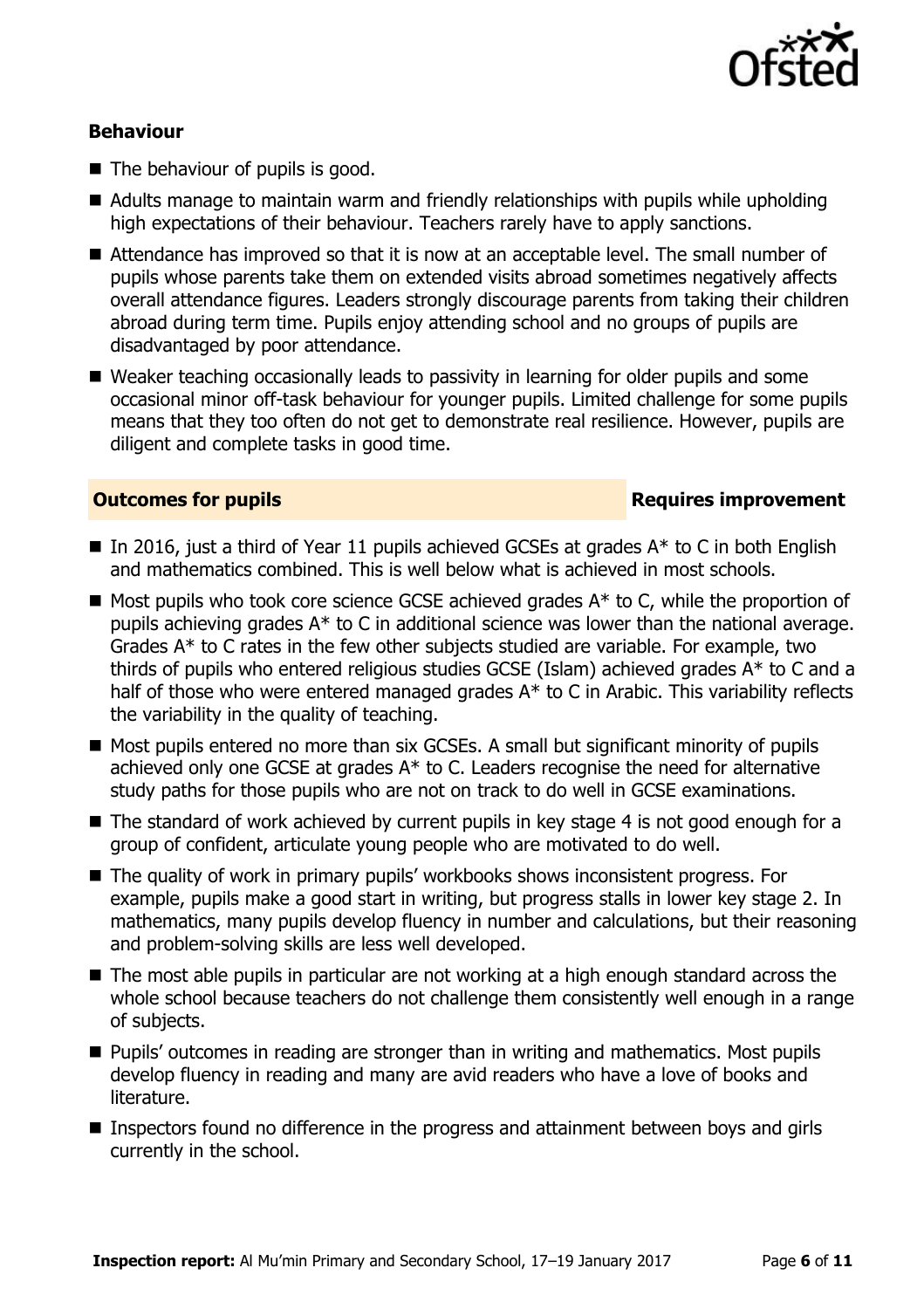### Behaviour

- The behaviour of pupils is good.
- Adults manage to maintain warm and friendly relationships with pupils while upholding high expectations of their behaviour. Teachers rarely have to apply sanctions.
- Attendance has improved so that it is now at an acceptable level. The small number of pupils whose parents take them on extended visits abroad sometimes negatively affects overall attendance figures. Leaders strongly discourage parents from taking their children abroad during term time. Pupils enjoy attending school and no groups of pupils are disadvantaged by poor attendance.
- Weaker teaching occasionally leads to passivity in learning for older pupils and some occasional minor off-task behaviour for younger pupils. Limited challenge for some pupils means that they too often do not get to demonstrate real resilience. However, pupils are diligent and complete tasks in good time.

## Outcomes for pupils — Requires improvement

- In 2016, just a third of Year 11 pupils achieved GCSEs at grades A* to C in both English and mathematics combined. This is well below what is achieved in most schools.
- Most pupils who took core science GCSE achieved grades A* to C, while the proportion of pupils achieving grades A* to C in additional science was lower than the national average. Grades A* to C rates in the few other subjects studied are variable. For example, two thirds of pupils who entered religious studies GCSE (Islam) achieved grades A* to C and a half of those who were entered managed grades A* to C in Arabic. This variability reflects the variability in the quality of teaching.
- Most pupils entered no more than six GCSEs. A small but significant minority of pupils achieved only one GCSE at grades A* to C. Leaders recognise the need for alternative study paths for those pupils who are not on track to do well in GCSE examinations.
- The standard of work achieved by current pupils in key stage 4 is not good enough for a group of confident, articulate young people who are motivated to do well.
- The quality of work in primary pupils' workbooks shows inconsistent progress. For example, pupils make a good start in writing, but progress stalls in lower key stage 2. In mathematics, many pupils develop fluency in number and calculations, but their reasoning and problem-solving skills are less well developed.
- The most able pupils in particular are not working at a high enough standard across the whole school because teachers do not challenge them consistently well enough in a range of subjects.
- Pupils' outcomes in reading are stronger than in writing and mathematics. Most pupils develop fluency in reading and many are avid readers who have a love of books and literature.
- Inspectors found no difference in the progress and attainment between boys and girls currently in the school.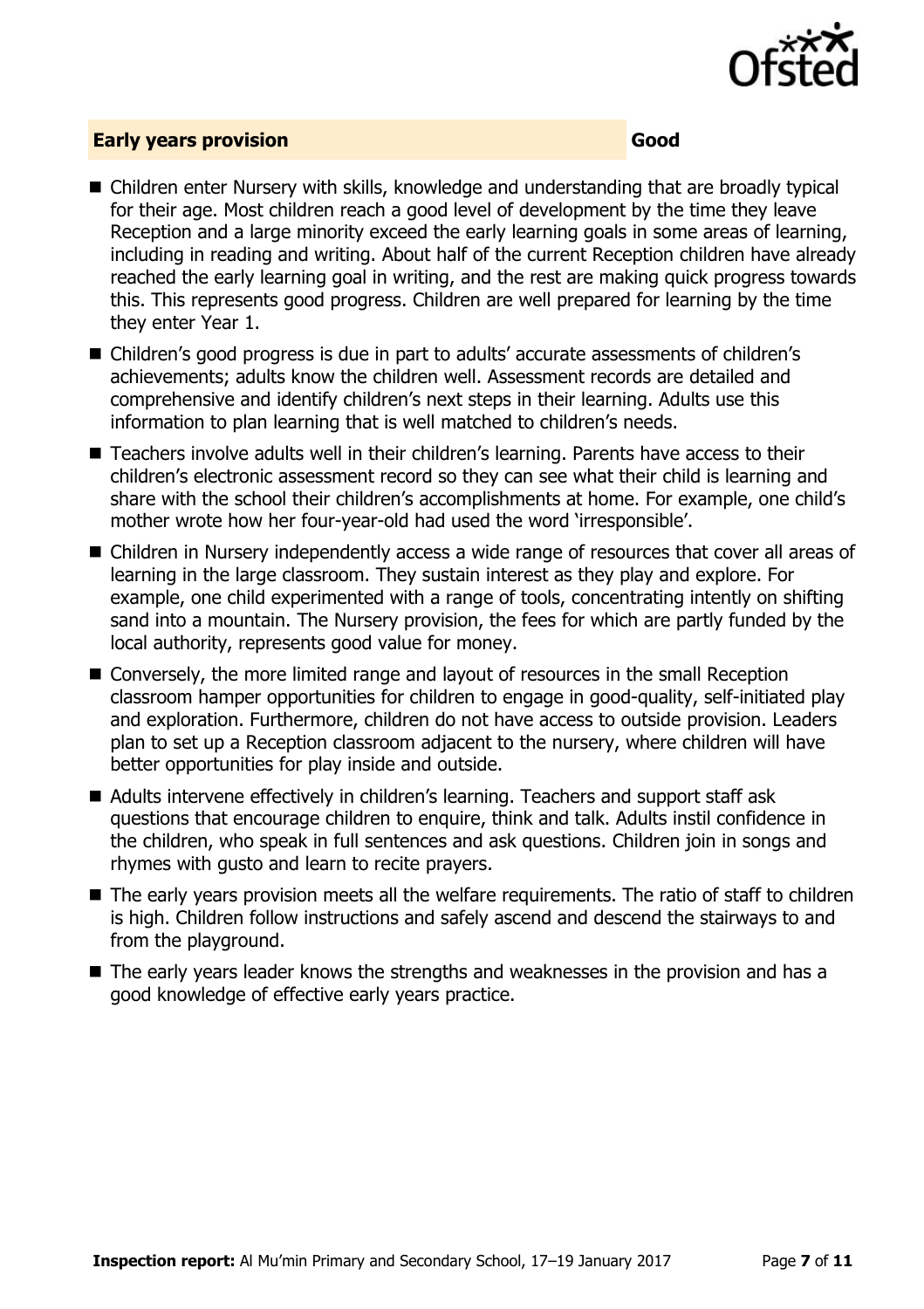## Early years provision — Good

- Children enter Nursery with skills, knowledge and understanding that are broadly typical for their age. Most children reach a good level of development by the time they leave Reception and a large minority exceed the early learning goals in some areas of learning, including in reading and writing. About half of the current Reception children have already reached the early learning goal in writing, and the rest are making quick progress towards this. This represents good progress. Children are well prepared for learning by the time they enter Year 1.
- Children's good progress is due in part to adults' accurate assessments of children's achievements; adults know the children well. Assessment records are detailed and comprehensive and identify children's next steps in their learning. Adults use this information to plan learning that is well matched to children's needs.
- Teachers involve adults well in their children's learning. Parents have access to their children's electronic assessment record so they can see what their child is learning and share with the school their children's accomplishments at home. For example, one child's mother wrote how her four-year-old had used the word 'irresponsible'.
- Children in Nursery independently access a wide range of resources that cover all areas of learning in the large classroom. They sustain interest as they play and explore. For example, one child experimented with a range of tools, concentrating intently on shifting sand into a mountain. The Nursery provision, the fees for which are partly funded by the local authority, represents good value for money.
- Conversely, the more limited range and layout of resources in the small Reception classroom hamper opportunities for children to engage in good-quality, self-initiated play and exploration. Furthermore, children do not have access to outside provision. Leaders plan to set up a Reception classroom adjacent to the nursery, where children will have better opportunities for play inside and outside.
- Adults intervene effectively in children's learning. Teachers and support staff ask questions that encourage children to enquire, think and talk. Adults instil confidence in the children, who speak in full sentences and ask questions. Children join in songs and rhymes with gusto and learn to recite prayers.
- The early years provision meets all the welfare requirements. The ratio of staff to children is high. Children follow instructions and safely ascend and descend the stairways to and from the playground.
- The early years leader knows the strengths and weaknesses in the provision and has a good knowledge of effective early years practice.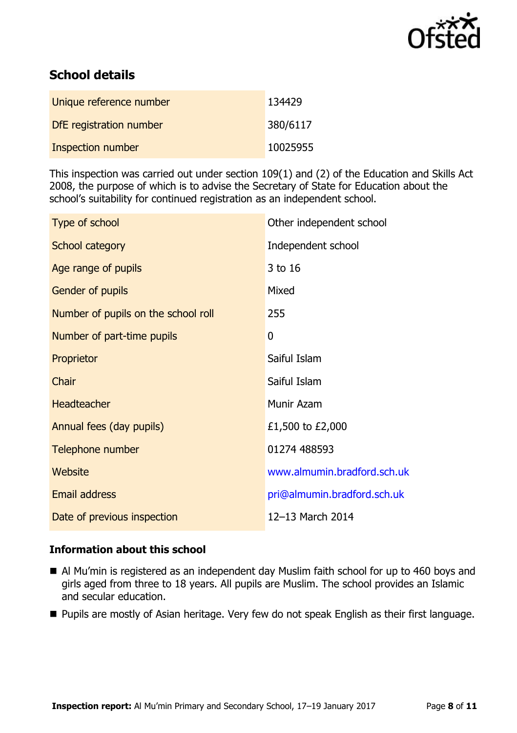## School details

| | |
|---|---|
| Unique reference number | 134429 |
| DfE registration number | 380/6117 |
| Inspection number | 10025955 |

This inspection was carried out under section 109(1) and (2) of the Education and Skills Act 2008, the purpose of which is to advise the Secretary of State for Education about the school's suitability for continued registration as an independent school.

| | |
|---|---|
| Type of school | Other independent school |
| School category | Independent school |
| Age range of pupils | 3 to 16 |
| Gender of pupils | Mixed |
| Number of pupils on the school roll | 255 |
| Number of part-time pupils | 0 |
| Proprietor | Saiful Islam |
| Chair | Saiful Islam |
| Headteacher | Munir Azam |
| Annual fees (day pupils) | £1,500 to £2,000 |
| Telephone number | 01274 488593 |
| Website | www.almumin.bradford.sch.uk |
| Email address | pri@almumin.bradford.sch.uk |
| Date of previous inspection | 12–13 March 2014 |

### Information about this school

- Al Mu'min is registered as an independent day Muslim faith school for up to 460 boys and girls aged from three to 18 years. All pupils are Muslim. The school provides an Islamic and secular education.
- Pupils are mostly of Asian heritage. Very few do not speak English as their first language.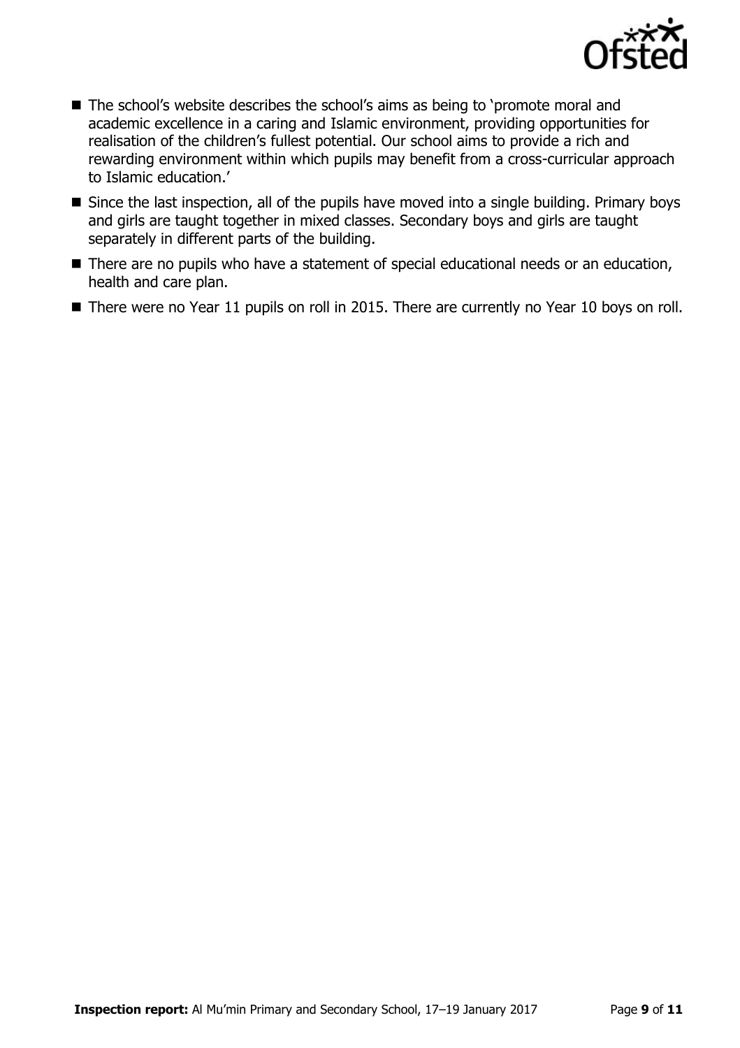- The school's website describes the school's aims as being to 'promote moral and academic excellence in a caring and Islamic environment, providing opportunities for realisation of the children's fullest potential. Our school aims to provide a rich and rewarding environment within which pupils may benefit from a cross-curricular approach to Islamic education.'
- Since the last inspection, all of the pupils have moved into a single building. Primary boys and girls are taught together in mixed classes. Secondary boys and girls are taught separately in different parts of the building.
- There are no pupils who have a statement of special educational needs or an education, health and care plan.
- There were no Year 11 pupils on roll in 2015. There are currently no Year 10 boys on roll.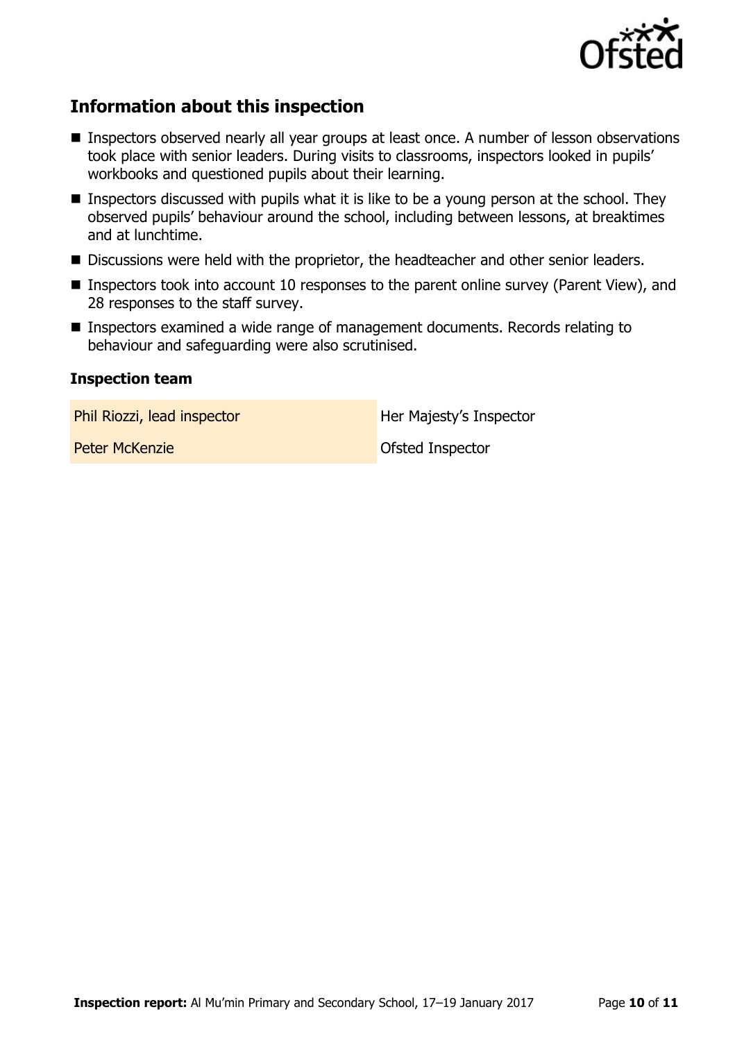## Information about this inspection

- Inspectors observed nearly all year groups at least once. A number of lesson observations took place with senior leaders. During visits to classrooms, inspectors looked in pupils' workbooks and questioned pupils about their learning.
- Inspectors discussed with pupils what it is like to be a young person at the school. They observed pupils' behaviour around the school, including between lessons, at breaktimes and at lunchtime.
- Discussions were held with the proprietor, the headteacher and other senior leaders.
- Inspectors took into account 10 responses to the parent online survey (Parent View), and 28 responses to the staff survey.
- Inspectors examined a wide range of management documents. Records relating to behaviour and safeguarding were also scrutinised.

### Inspection team

| | |
|---|---|
| Phil Riozzi, lead inspector | Her Majesty's Inspector |
| Peter McKenzie | Ofsted Inspector |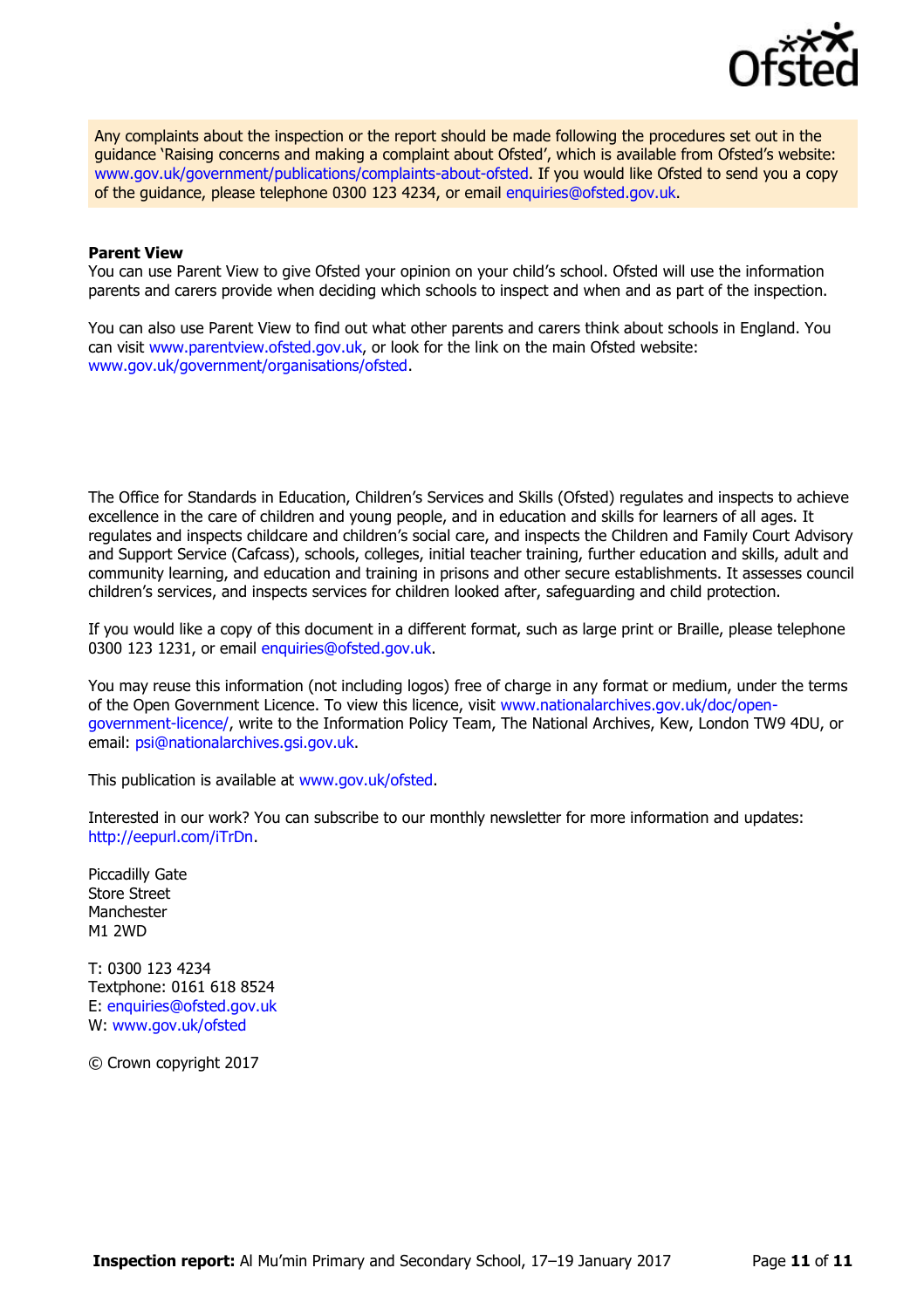Any complaints about the inspection or the report should be made following the procedures set out in the guidance 'Raising concerns and making a complaint about Ofsted', which is available from Ofsted's website: www.gov.uk/government/publications/complaints-about-ofsted. If you would like Ofsted to send you a copy of the guidance, please telephone 0300 123 4234, or email enquiries@ofsted.gov.uk.

**Parent View**

You can use Parent View to give Ofsted your opinion on your child's school. Ofsted will use the information parents and carers provide when deciding which schools to inspect and when and as part of the inspection.

You can also use Parent View to find out what other parents and carers think about schools in England. You can visit www.parentview.ofsted.gov.uk, or look for the link on the main Ofsted website: www.gov.uk/government/organisations/ofsted.

The Office for Standards in Education, Children's Services and Skills (Ofsted) regulates and inspects to achieve excellence in the care of children and young people, and in education and skills for learners of all ages. It regulates and inspects childcare and children's social care, and inspects the Children and Family Court Advisory and Support Service (Cafcass), schools, colleges, initial teacher training, further education and skills, adult and community learning, and education and training in prisons and other secure establishments. It assesses council children's services, and inspects services for children looked after, safeguarding and child protection.

If you would like a copy of this document in a different format, such as large print or Braille, please telephone 0300 123 1231, or email enquiries@ofsted.gov.uk.

You may reuse this information (not including logos) free of charge in any format or medium, under the terms of the Open Government Licence. To view this licence, visit www.nationalarchives.gov.uk/doc/open-government-licence/, write to the Information Policy Team, The National Archives, Kew, London TW9 4DU, or email: psi@nationalarchives.gsi.gov.uk.

This publication is available at www.gov.uk/ofsted.

Interested in our work? You can subscribe to our monthly newsletter for more information and updates: http://eepurl.com/iTrDn.

Piccadilly Gate
Store Street
Manchester
M1 2WD

T: 0300 123 4234
Textphone: 0161 618 8524
E: enquiries@ofsted.gov.uk
W: www.gov.uk/ofsted

© Crown copyright 2017